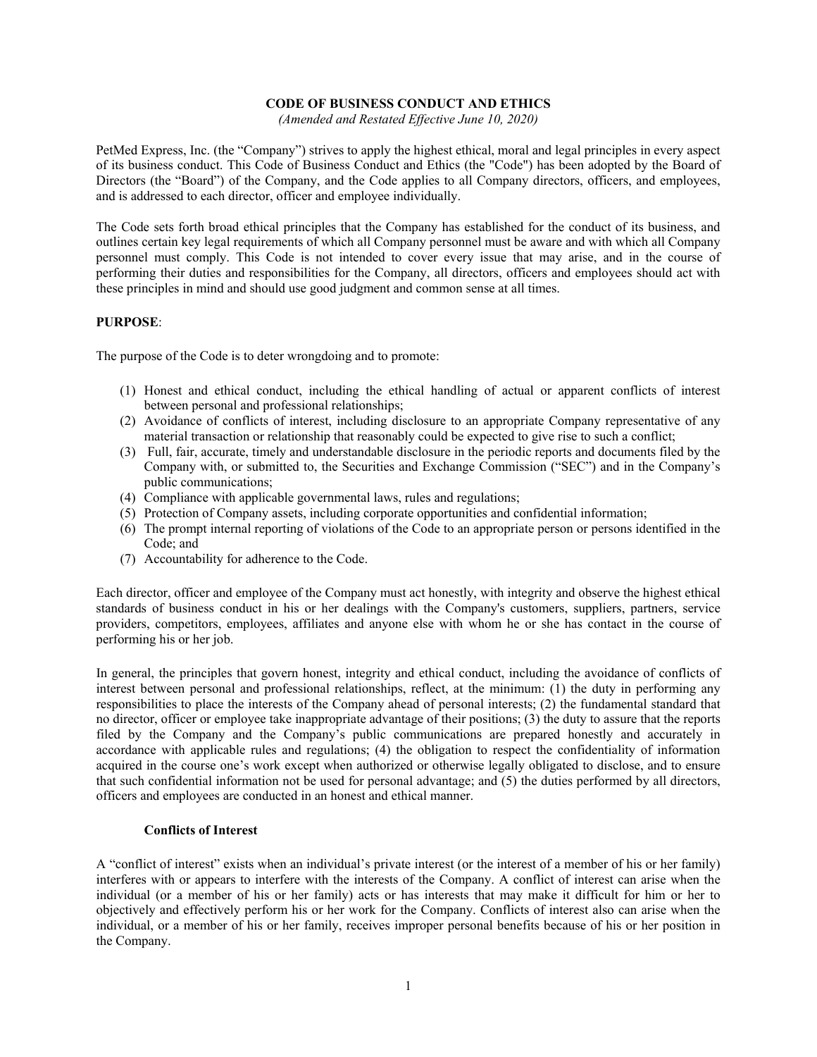# CODE OF BUSINESS CONDUCT AND ETHICS

*(Amended and Restated Effective June 10, 2020)*

PetMed Express, Inc. (the "Company") strives to apply the highest ethical, moral and legal principles in every aspect of its business conduct. This Code of Business Conduct and Ethics (the "Code") has been adopted by the Board of Directors (the "Board") of the Company, and the Code applies to all Company directors, officers, and employees, and is addressed to each director, officer and employee individually.

The Code sets forth broad ethical principles that the Company has established for the conduct of its business, and outlines certain key legal requirements of which all Company personnel must be aware and with which all Company personnel must comply. This Code is not intended to cover every issue that may arise, and in the course of performing their duties and responsibilities for the Company, all directors, officers and employees should act with these principles in mind and should use good judgment and common sense at all times.

**PURPOSE**:

The purpose of the Code is to deter wrongdoing and to promote:

(1) Honest and ethical conduct, including the ethical handling of actual or apparent conflicts of interest between personal and professional relationships;
(2) Avoidance of conflicts of interest, including disclosure to an appropriate Company representative of any material transaction or relationship that reasonably could be expected to give rise to such a conflict;
(3) Full, fair, accurate, timely and understandable disclosure in the periodic reports and documents filed by the Company with, or submitted to, the Securities and Exchange Commission ("SEC") and in the Company's public communications;
(4) Compliance with applicable governmental laws, rules and regulations;
(5) Protection of Company assets, including corporate opportunities and confidential information;
(6) The prompt internal reporting of violations of the Code to an appropriate person or persons identified in the Code; and
(7) Accountability for adherence to the Code.

Each director, officer and employee of the Company must act honestly, with integrity and observe the highest ethical standards of business conduct in his or her dealings with the Company's customers, suppliers, partners, service providers, competitors, employees, affiliates and anyone else with whom he or she has contact in the course of performing his or her job.

In general, the principles that govern honest, integrity and ethical conduct, including the avoidance of conflicts of interest between personal and professional relationships, reflect, at the minimum: (1) the duty in performing any responsibilities to place the interests of the Company ahead of personal interests; (2) the fundamental standard that no director, officer or employee take inappropriate advantage of their positions; (3) the duty to assure that the reports filed by the Company and the Company's public communications are prepared honestly and accurately in accordance with applicable rules and regulations; (4) the obligation to respect the confidentiality of information acquired in the course one's work except when authorized or otherwise legally obligated to disclose, and to ensure that such confidential information not be used for personal advantage; and (5) the duties performed by all directors, officers and employees are conducted in an honest and ethical manner.

### Conflicts of Interest

A "conflict of interest" exists when an individual's private interest (or the interest of a member of his or her family) interferes with or appears to interfere with the interests of the Company. A conflict of interest can arise when the individual (or a member of his or her family) acts or has interests that may make it difficult for him or her to objectively and effectively perform his or her work for the Company. Conflicts of interest also can arise when the individual, or a member of his or her family, receives improper personal benefits because of his or her position in the Company.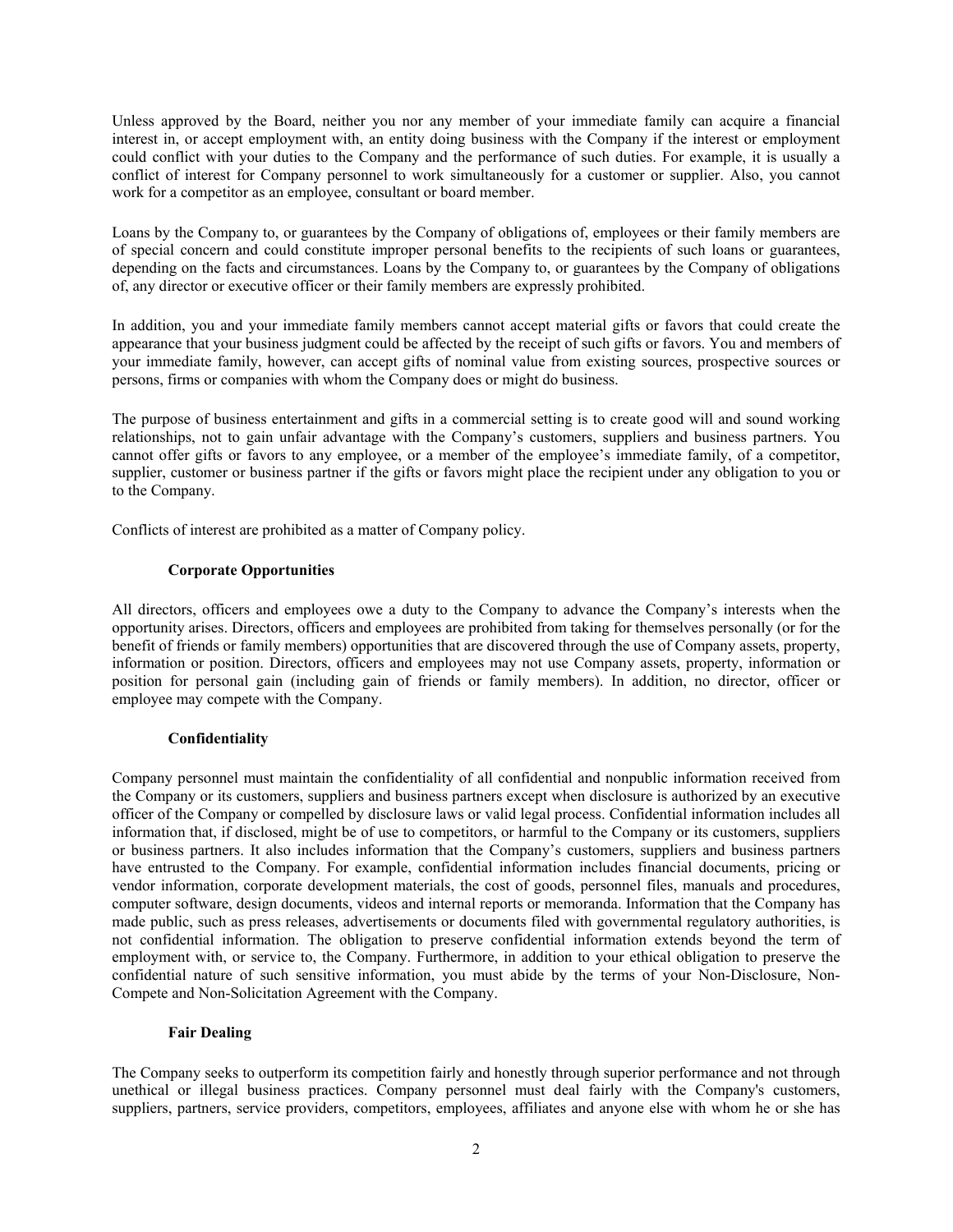Unless approved by the Board, neither you nor any member of your immediate family can acquire a financial interest in, or accept employment with, an entity doing business with the Company if the interest or employment could conflict with your duties to the Company and the performance of such duties. For example, it is usually a conflict of interest for Company personnel to work simultaneously for a customer or supplier. Also, you cannot work for a competitor as an employee, consultant or board member.

Loans by the Company to, or guarantees by the Company of obligations of, employees or their family members are of special concern and could constitute improper personal benefits to the recipients of such loans or guarantees, depending on the facts and circumstances. Loans by the Company to, or guarantees by the Company of obligations of, any director or executive officer or their family members are expressly prohibited.

In addition, you and your immediate family members cannot accept material gifts or favors that could create the appearance that your business judgment could be affected by the receipt of such gifts or favors. You and members of your immediate family, however, can accept gifts of nominal value from existing sources, prospective sources or persons, firms or companies with whom the Company does or might do business.

The purpose of business entertainment and gifts in a commercial setting is to create good will and sound working relationships, not to gain unfair advantage with the Company's customers, suppliers and business partners. You cannot offer gifts or favors to any employee, or a member of the employee's immediate family, of a competitor, supplier, customer or business partner if the gifts or favors might place the recipient under any obligation to you or to the Company.

Conflicts of interest are prohibited as a matter of Company policy.

**Corporate Opportunities**

All directors, officers and employees owe a duty to the Company to advance the Company's interests when the opportunity arises. Directors, officers and employees are prohibited from taking for themselves personally (or for the benefit of friends or family members) opportunities that are discovered through the use of Company assets, property, information or position. Directors, officers and employees may not use Company assets, property, information or position for personal gain (including gain of friends or family members). In addition, no director, officer or employee may compete with the Company.

**Confidentiality**

Company personnel must maintain the confidentiality of all confidential and nonpublic information received from the Company or its customers, suppliers and business partners except when disclosure is authorized by an executive officer of the Company or compelled by disclosure laws or valid legal process. Confidential information includes all information that, if disclosed, might be of use to competitors, or harmful to the Company or its customers, suppliers or business partners. It also includes information that the Company's customers, suppliers and business partners have entrusted to the Company. For example, confidential information includes financial documents, pricing or vendor information, corporate development materials, the cost of goods, personnel files, manuals and procedures, computer software, design documents, videos and internal reports or memoranda. Information that the Company has made public, such as press releases, advertisements or documents filed with governmental regulatory authorities, is not confidential information. The obligation to preserve confidential information extends beyond the term of employment with, or service to, the Company. Furthermore, in addition to your ethical obligation to preserve the confidential nature of such sensitive information, you must abide by the terms of your Non-Disclosure, Non-Compete and Non-Solicitation Agreement with the Company.

**Fair Dealing**

The Company seeks to outperform its competition fairly and honestly through superior performance and not through unethical or illegal business practices. Company personnel must deal fairly with the Company's customers, suppliers, partners, service providers, competitors, employees, affiliates and anyone else with whom he or she has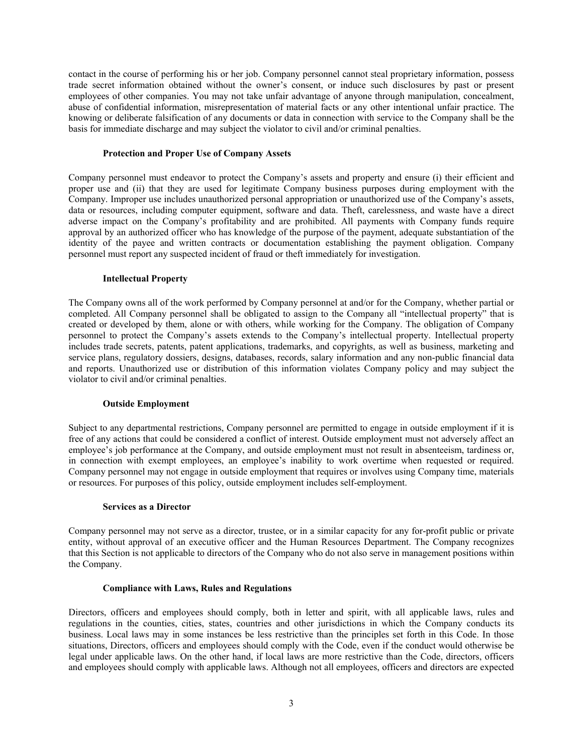contact in the course of performing his or her job. Company personnel cannot steal proprietary information, possess trade secret information obtained without the owner's consent, or induce such disclosures by past or present employees of other companies. You may not take unfair advantage of anyone through manipulation, concealment, abuse of confidential information, misrepresentation of material facts or any other intentional unfair practice. The knowing or deliberate falsification of any documents or data in connection with service to the Company shall be the basis for immediate discharge and may subject the violator to civil and/or criminal penalties.

**Protection and Proper Use of Company Assets**

Company personnel must endeavor to protect the Company's assets and property and ensure (i) their efficient and proper use and (ii) that they are used for legitimate Company business purposes during employment with the Company. Improper use includes unauthorized personal appropriation or unauthorized use of the Company's assets, data or resources, including computer equipment, software and data. Theft, carelessness, and waste have a direct adverse impact on the Company's profitability and are prohibited. All payments with Company funds require approval by an authorized officer who has knowledge of the purpose of the payment, adequate substantiation of the identity of the payee and written contracts or documentation establishing the payment obligation. Company personnel must report any suspected incident of fraud or theft immediately for investigation.

**Intellectual Property**

The Company owns all of the work performed by Company personnel at and/or for the Company, whether partial or completed. All Company personnel shall be obligated to assign to the Company all "intellectual property" that is created or developed by them, alone or with others, while working for the Company. The obligation of Company personnel to protect the Company's assets extends to the Company's intellectual property. Intellectual property includes trade secrets, patents, patent applications, trademarks, and copyrights, as well as business, marketing and service plans, regulatory dossiers, designs, databases, records, salary information and any non-public financial data and reports. Unauthorized use or distribution of this information violates Company policy and may subject the violator to civil and/or criminal penalties.

**Outside Employment**

Subject to any departmental restrictions, Company personnel are permitted to engage in outside employment if it is free of any actions that could be considered a conflict of interest. Outside employment must not adversely affect an employee's job performance at the Company, and outside employment must not result in absenteeism, tardiness or, in connection with exempt employees, an employee's inability to work overtime when requested or required. Company personnel may not engage in outside employment that requires or involves using Company time, materials or resources. For purposes of this policy, outside employment includes self-employment.

**Services as a Director**

Company personnel may not serve as a director, trustee, or in a similar capacity for any for-profit public or private entity, without approval of an executive officer and the Human Resources Department. The Company recognizes that this Section is not applicable to directors of the Company who do not also serve in management positions within the Company.

**Compliance with Laws, Rules and Regulations**

Directors, officers and employees should comply, both in letter and spirit, with all applicable laws, rules and regulations in the counties, cities, states, countries and other jurisdictions in which the Company conducts its business. Local laws may in some instances be less restrictive than the principles set forth in this Code. In those situations, Directors, officers and employees should comply with the Code, even if the conduct would otherwise be legal under applicable laws. On the other hand, if local laws are more restrictive than the Code, directors, officers and employees should comply with applicable laws. Although not all employees, officers and directors are expected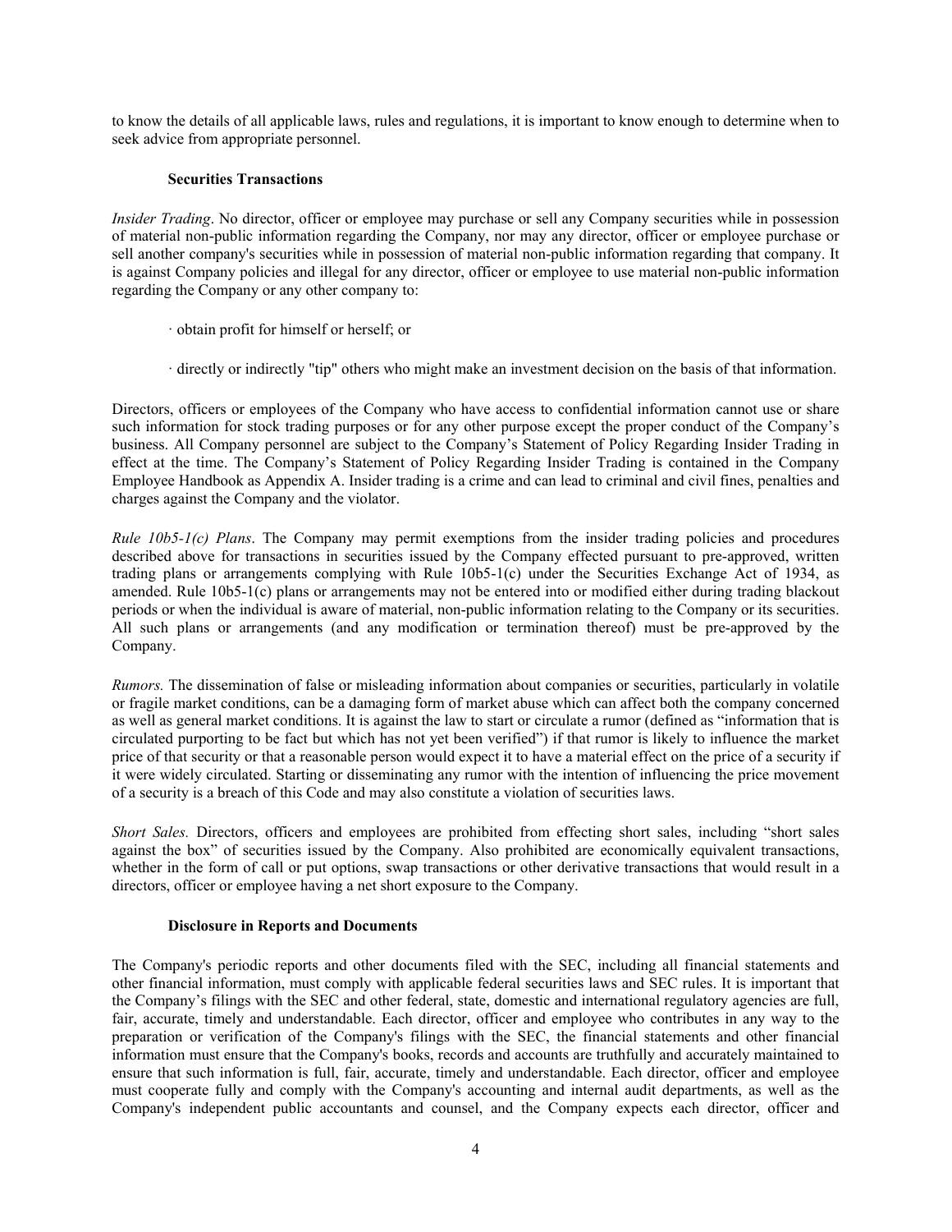to know the details of all applicable laws, rules and regulations, it is important to know enough to determine when to seek advice from appropriate personnel.

**Securities Transactions**

*Insider Trading*. No director, officer or employee may purchase or sell any Company securities while in possession of material non-public information regarding the Company, nor may any director, officer or employee purchase or sell another company's securities while in possession of material non-public information regarding that company. It is against Company policies and illegal for any director, officer or employee to use material non-public information regarding the Company or any other company to:

- obtain profit for himself or herself; or
- directly or indirectly "tip" others who might make an investment decision on the basis of that information.

Directors, officers or employees of the Company who have access to confidential information cannot use or share such information for stock trading purposes or for any other purpose except the proper conduct of the Company's business. All Company personnel are subject to the Company's Statement of Policy Regarding Insider Trading in effect at the time. The Company's Statement of Policy Regarding Insider Trading is contained in the Company Employee Handbook as Appendix A. Insider trading is a crime and can lead to criminal and civil fines, penalties and charges against the Company and the violator.

*Rule 10b5-1(c) Plans*. The Company may permit exemptions from the insider trading policies and procedures described above for transactions in securities issued by the Company effected pursuant to pre-approved, written trading plans or arrangements complying with Rule 10b5-1(c) under the Securities Exchange Act of 1934, as amended. Rule 10b5-1(c) plans or arrangements may not be entered into or modified either during trading blackout periods or when the individual is aware of material, non-public information relating to the Company or its securities. All such plans or arrangements (and any modification or termination thereof) must be pre-approved by the Company.

*Rumors.* The dissemination of false or misleading information about companies or securities, particularly in volatile or fragile market conditions, can be a damaging form of market abuse which can affect both the company concerned as well as general market conditions. It is against the law to start or circulate a rumor (defined as "information that is circulated purporting to be fact but which has not yet been verified") if that rumor is likely to influence the market price of that security or that a reasonable person would expect it to have a material effect on the price of a security if it were widely circulated. Starting or disseminating any rumor with the intention of influencing the price movement of a security is a breach of this Code and may also constitute a violation of securities laws.

*Short Sales.* Directors, officers and employees are prohibited from effecting short sales, including "short sales against the box" of securities issued by the Company. Also prohibited are economically equivalent transactions, whether in the form of call or put options, swap transactions or other derivative transactions that would result in a directors, officer or employee having a net short exposure to the Company.

**Disclosure in Reports and Documents**

The Company's periodic reports and other documents filed with the SEC, including all financial statements and other financial information, must comply with applicable federal securities laws and SEC rules. It is important that the Company's filings with the SEC and other federal, state, domestic and international regulatory agencies are full, fair, accurate, timely and understandable. Each director, officer and employee who contributes in any way to the preparation or verification of the Company's filings with the SEC, the financial statements and other financial information must ensure that the Company's books, records and accounts are truthfully and accurately maintained to ensure that such information is full, fair, accurate, timely and understandable. Each director, officer and employee must cooperate fully and comply with the Company's accounting and internal audit departments, as well as the Company's independent public accountants and counsel, and the Company expects each director, officer and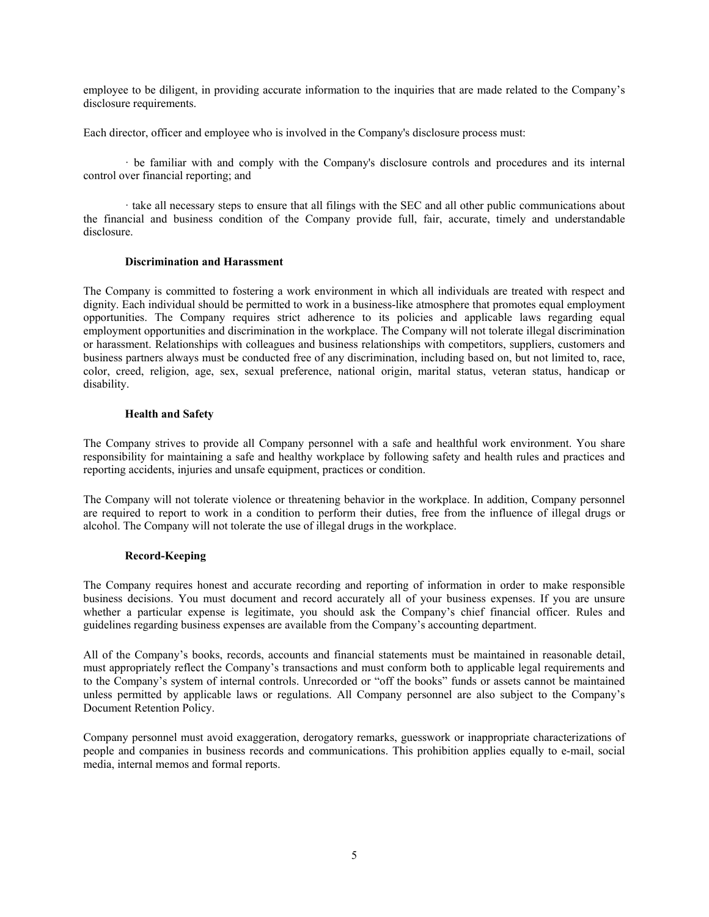employee to be diligent, in providing accurate information to the inquiries that are made related to the Company's disclosure requirements.

Each director, officer and employee who is involved in the Company's disclosure process must:

- be familiar with and comply with the Company's disclosure controls and procedures and its internal control over financial reporting; and

- take all necessary steps to ensure that all filings with the SEC and all other public communications about the financial and business condition of the Company provide full, fair, accurate, timely and understandable disclosure.

### Discrimination and Harassment

The Company is committed to fostering a work environment in which all individuals are treated with respect and dignity. Each individual should be permitted to work in a business-like atmosphere that promotes equal employment opportunities. The Company requires strict adherence to its policies and applicable laws regarding equal employment opportunities and discrimination in the workplace. The Company will not tolerate illegal discrimination or harassment. Relationships with colleagues and business relationships with competitors, suppliers, customers and business partners always must be conducted free of any discrimination, including based on, but not limited to, race, color, creed, religion, age, sex, sexual preference, national origin, marital status, veteran status, handicap or disability.

### Health and Safety

The Company strives to provide all Company personnel with a safe and healthful work environment. You share responsibility for maintaining a safe and healthy workplace by following safety and health rules and practices and reporting accidents, injuries and unsafe equipment, practices or condition.

The Company will not tolerate violence or threatening behavior in the workplace. In addition, Company personnel are required to report to work in a condition to perform their duties, free from the influence of illegal drugs or alcohol. The Company will not tolerate the use of illegal drugs in the workplace.

### Record-Keeping

The Company requires honest and accurate recording and reporting of information in order to make responsible business decisions. You must document and record accurately all of your business expenses. If you are unsure whether a particular expense is legitimate, you should ask the Company's chief financial officer. Rules and guidelines regarding business expenses are available from the Company's accounting department.

All of the Company's books, records, accounts and financial statements must be maintained in reasonable detail, must appropriately reflect the Company's transactions and must conform both to applicable legal requirements and to the Company's system of internal controls. Unrecorded or "off the books" funds or assets cannot be maintained unless permitted by applicable laws or regulations. All Company personnel are also subject to the Company's Document Retention Policy.

Company personnel must avoid exaggeration, derogatory remarks, guesswork or inappropriate characterizations of people and companies in business records and communications. This prohibition applies equally to e-mail, social media, internal memos and formal reports.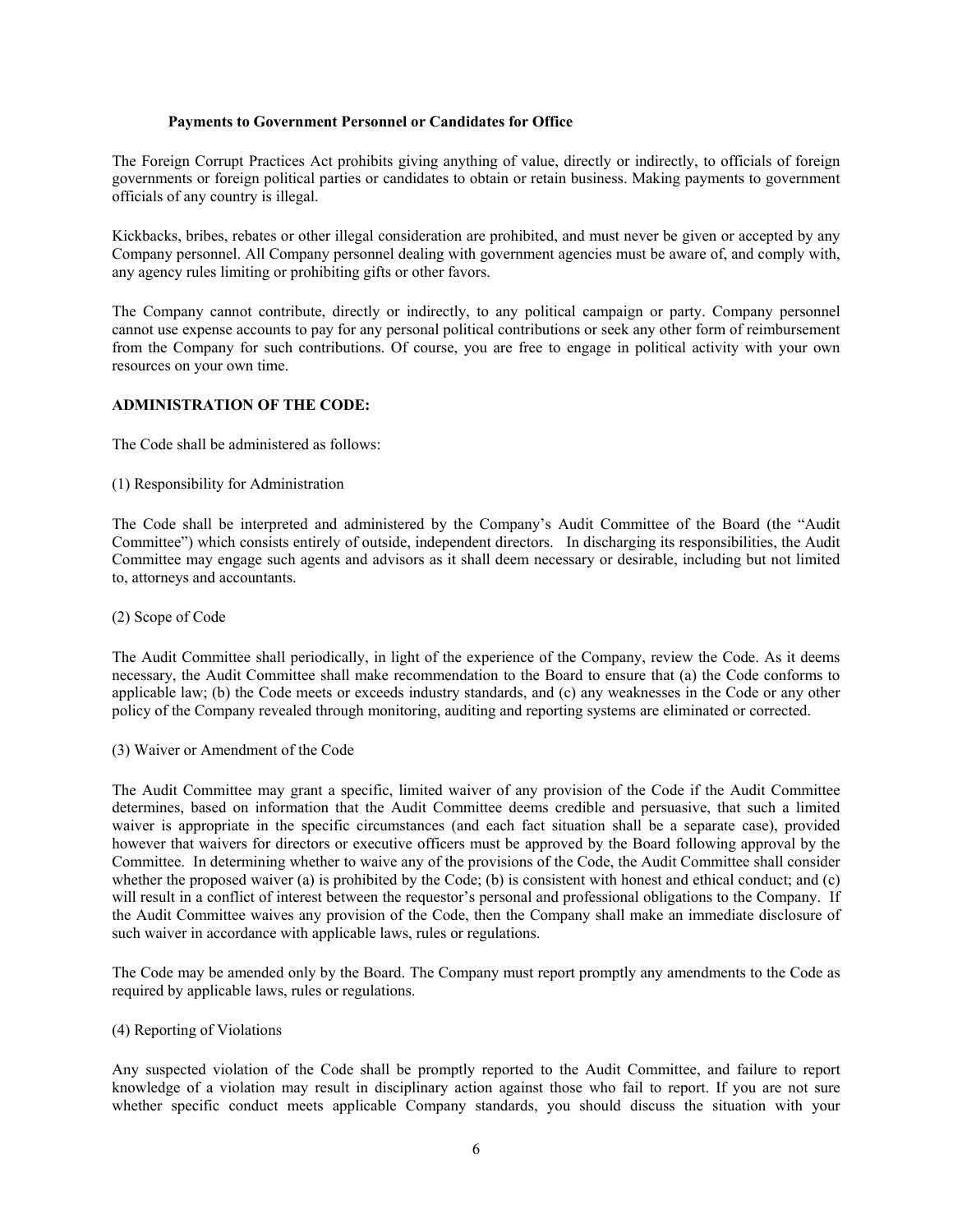**Payments to Government Personnel or Candidates for Office**

The Foreign Corrupt Practices Act prohibits giving anything of value, directly or indirectly, to officials of foreign governments or foreign political parties or candidates to obtain or retain business. Making payments to government officials of any country is illegal.

Kickbacks, bribes, rebates or other illegal consideration are prohibited, and must never be given or accepted by any Company personnel. All Company personnel dealing with government agencies must be aware of, and comply with, any agency rules limiting or prohibiting gifts or other favors.

The Company cannot contribute, directly or indirectly, to any political campaign or party. Company personnel cannot use expense accounts to pay for any personal political contributions or seek any other form of reimbursement from the Company for such contributions. Of course, you are free to engage in political activity with your own resources on your own time.

## ADMINISTRATION OF THE CODE:

The Code shall be administered as follows:

(1) Responsibility for Administration

The Code shall be interpreted and administered by the Company's Audit Committee of the Board (the "Audit Committee") which consists entirely of outside, independent directors. In discharging its responsibilities, the Audit Committee may engage such agents and advisors as it shall deem necessary or desirable, including but not limited to, attorneys and accountants.

(2) Scope of Code

The Audit Committee shall periodically, in light of the experience of the Company, review the Code. As it deems necessary, the Audit Committee shall make recommendation to the Board to ensure that (a) the Code conforms to applicable law; (b) the Code meets or exceeds industry standards, and (c) any weaknesses in the Code or any other policy of the Company revealed through monitoring, auditing and reporting systems are eliminated or corrected.

(3) Waiver or Amendment of the Code

The Audit Committee may grant a specific, limited waiver of any provision of the Code if the Audit Committee determines, based on information that the Audit Committee deems credible and persuasive, that such a limited waiver is appropriate in the specific circumstances (and each fact situation shall be a separate case), provided however that waivers for directors or executive officers must be approved by the Board following approval by the Committee. In determining whether to waive any of the provisions of the Code, the Audit Committee shall consider whether the proposed waiver (a) is prohibited by the Code; (b) is consistent with honest and ethical conduct; and (c) will result in a conflict of interest between the requestor's personal and professional obligations to the Company. If the Audit Committee waives any provision of the Code, then the Company shall make an immediate disclosure of such waiver in accordance with applicable laws, rules or regulations.

The Code may be amended only by the Board. The Company must report promptly any amendments to the Code as required by applicable laws, rules or regulations.

(4) Reporting of Violations

Any suspected violation of the Code shall be promptly reported to the Audit Committee, and failure to report knowledge of a violation may result in disciplinary action against those who fail to report. If you are not sure whether specific conduct meets applicable Company standards, you should discuss the situation with your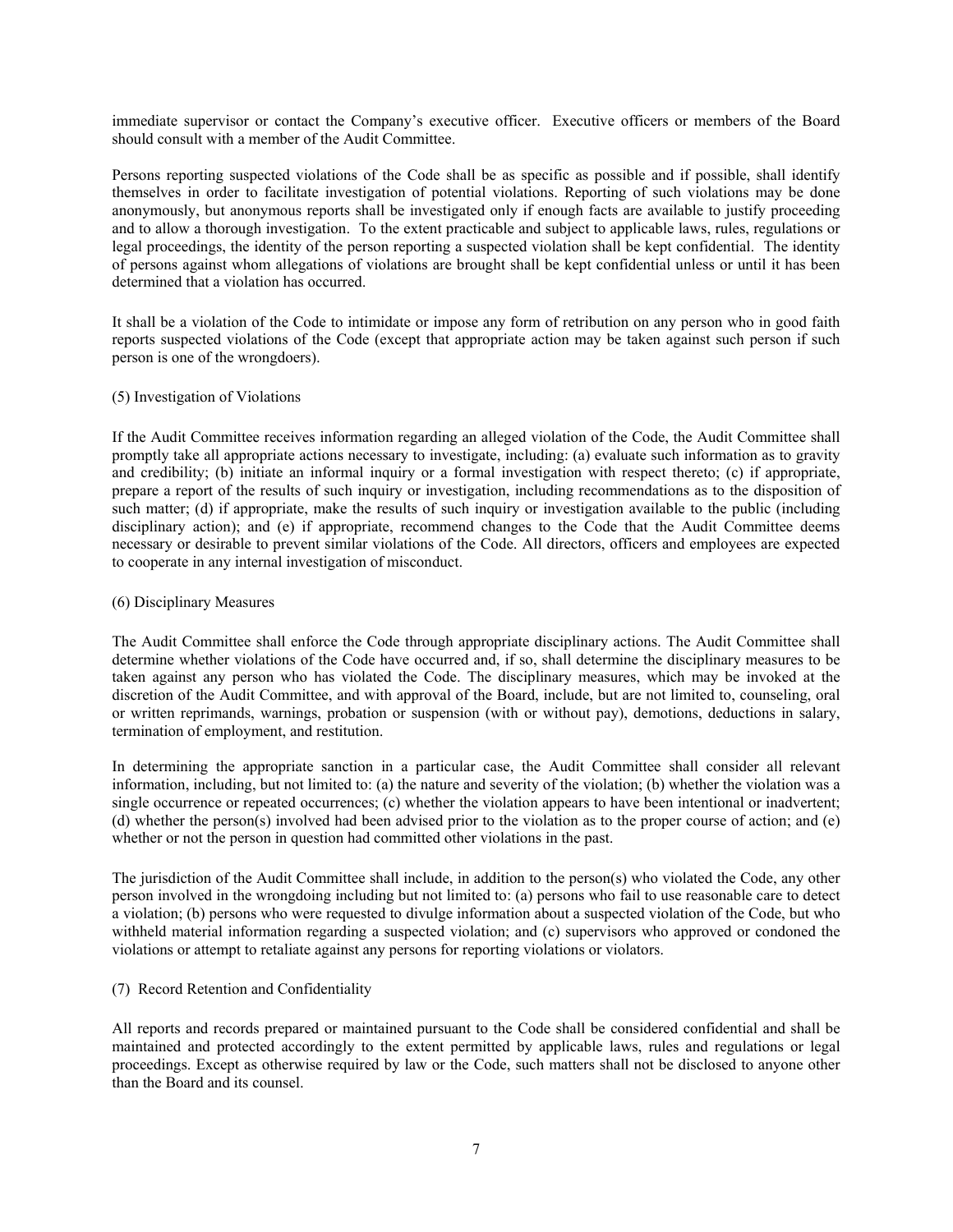immediate supervisor or contact the Company's executive officer. Executive officers or members of the Board should consult with a member of the Audit Committee.

Persons reporting suspected violations of the Code shall be as specific as possible and if possible, shall identify themselves in order to facilitate investigation of potential violations. Reporting of such violations may be done anonymously, but anonymous reports shall be investigated only if enough facts are available to justify proceeding and to allow a thorough investigation. To the extent practicable and subject to applicable laws, rules, regulations or legal proceedings, the identity of the person reporting a suspected violation shall be kept confidential. The identity of persons against whom allegations of violations are brought shall be kept confidential unless or until it has been determined that a violation has occurred.

It shall be a violation of the Code to intimidate or impose any form of retribution on any person who in good faith reports suspected violations of the Code (except that appropriate action may be taken against such person if such person is one of the wrongdoers).

(5) Investigation of Violations

If the Audit Committee receives information regarding an alleged violation of the Code, the Audit Committee shall promptly take all appropriate actions necessary to investigate, including: (a) evaluate such information as to gravity and credibility; (b) initiate an informal inquiry or a formal investigation with respect thereto; (c) if appropriate, prepare a report of the results of such inquiry or investigation, including recommendations as to the disposition of such matter; (d) if appropriate, make the results of such inquiry or investigation available to the public (including disciplinary action); and (e) if appropriate, recommend changes to the Code that the Audit Committee deems necessary or desirable to prevent similar violations of the Code. All directors, officers and employees are expected to cooperate in any internal investigation of misconduct.

(6) Disciplinary Measures

The Audit Committee shall enforce the Code through appropriate disciplinary actions. The Audit Committee shall determine whether violations of the Code have occurred and, if so, shall determine the disciplinary measures to be taken against any person who has violated the Code. The disciplinary measures, which may be invoked at the discretion of the Audit Committee, and with approval of the Board, include, but are not limited to, counseling, oral or written reprimands, warnings, probation or suspension (with or without pay), demotions, deductions in salary, termination of employment, and restitution.

In determining the appropriate sanction in a particular case, the Audit Committee shall consider all relevant information, including, but not limited to: (a) the nature and severity of the violation; (b) whether the violation was a single occurrence or repeated occurrences; (c) whether the violation appears to have been intentional or inadvertent; (d) whether the person(s) involved had been advised prior to the violation as to the proper course of action; and (e) whether or not the person in question had committed other violations in the past.

The jurisdiction of the Audit Committee shall include, in addition to the person(s) who violated the Code, any other person involved in the wrongdoing including but not limited to: (a) persons who fail to use reasonable care to detect a violation; (b) persons who were requested to divulge information about a suspected violation of the Code, but who withheld material information regarding a suspected violation; and (c) supervisors who approved or condoned the violations or attempt to retaliate against any persons for reporting violations or violators.

(7) Record Retention and Confidentiality

All reports and records prepared or maintained pursuant to the Code shall be considered confidential and shall be maintained and protected accordingly to the extent permitted by applicable laws, rules and regulations or legal proceedings. Except as otherwise required by law or the Code, such matters shall not be disclosed to anyone other than the Board and its counsel.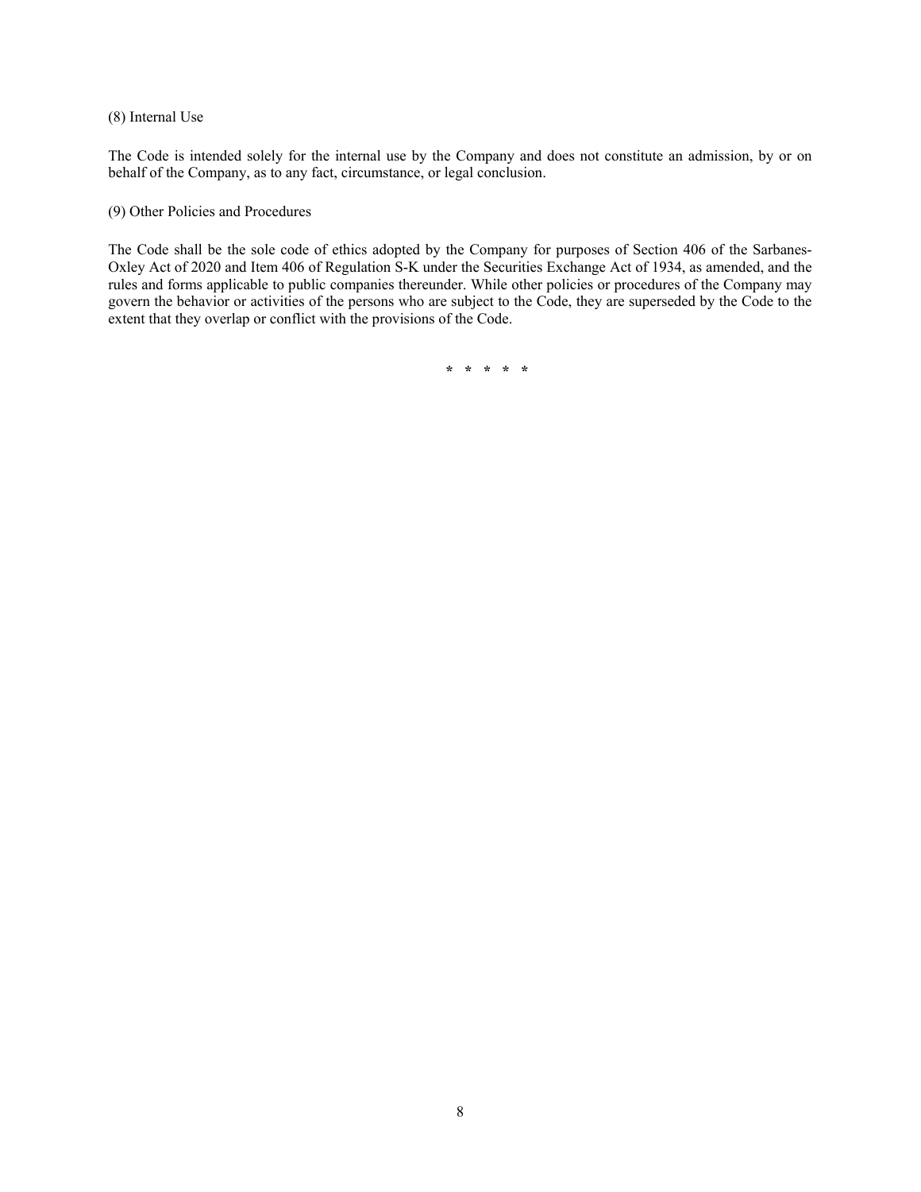(8) Internal Use

The Code is intended solely for the internal use by the Company and does not constitute an admission, by or on behalf of the Company, as to any fact, circumstance, or legal conclusion.

(9) Other Policies and Procedures

The Code shall be the sole code of ethics adopted by the Company for purposes of Section 406 of the Sarbanes-Oxley Act of 2020 and Item 406 of Regulation S-K under the Securities Exchange Act of 1934, as amended, and the rules and forms applicable to public companies thereunder. While other policies or procedures of the Company may govern the behavior or activities of the persons who are subject to the Code, they are superseded by the Code to the extent that they overlap or conflict with the provisions of the Code.

\* \* \* \* \*